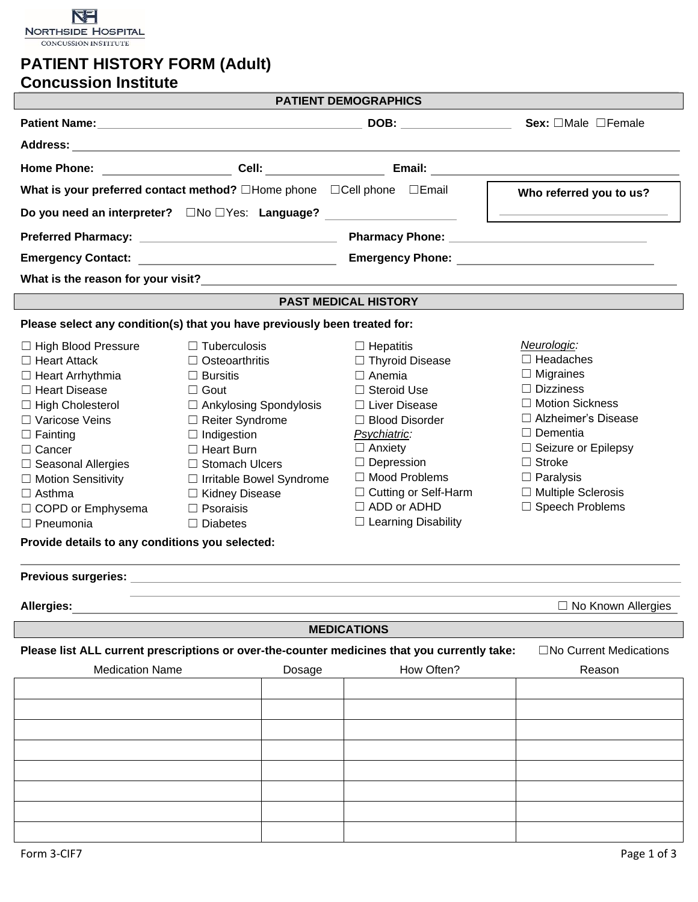NORTHSIDE HOSPITAL
CONCUSSION INSTITUTE

# PATIENT HISTORY FORM (Adult)
## Concussion Institute

### PATIENT DEMOGRAPHICS

**Patient Name:** ____________________ **DOB:** __________ **Sex:** ☐Male ☐Female

**Address:** ____________________

**Home Phone:** __________ **Cell:** __________ **Email:** __________

**What is your preferred contact method?** ☐Home phone ☐Cell phone ☐Email

**Do you need an interpreter?** ☐No ☐Yes: **Language?** __________

**Who referred you to us?** __________

**Preferred Pharmacy:** __________ **Pharmacy Phone:** __________

**Emergency Contact:** __________ **Emergency Phone:** __________

**What is the reason for your visit?** ____________________

### PAST MEDICAL HISTORY

**Please select any condition(s) that you have previously been treated for:**

☐ High Blood Pressure
☐ Heart Attack
☐ Heart Arrhythmia
☐ Heart Disease
☐ High Cholesterol
☐ Varicose Veins
☐ Fainting
☐ Cancer
☐ Seasonal Allergies
☐ Motion Sensitivity
☐ Asthma
☐ COPD or Emphysema
☐ Pneumonia

☐ Tuberculosis
☐ Osteoarthritis
☐ Bursitis
☐ Gout
☐ Ankylosing Spondylosis
☐ Reiter Syndrome
☐ Indigestion
☐ Heart Burn
☐ Stomach Ulcers
☐ Irritable Bowel Syndrome
☐ Kidney Disease
☐ Psoraisis
☐ Diabetes

☐ Hepatitis
☐ Thyroid Disease
☐ Anemia
☐ Steroid Use
☐ Liver Disease
☐ Blood Disorder

*Psychiatric:*
☐ Anxiety
☐ Depression
☐ Mood Problems
☐ Cutting or Self-Harm
☐ ADD or ADHD
☐ Learning Disability

*Neurologic:*
☐ Headaches
☐ Migraines
☐ Dizziness
☐ Motion Sickness
☐ Alzheimer's Disease
☐ Dementia
☐ Seizure or Epilepsy
☐ Stroke
☐ Paralysis
☐ Multiple Sclerosis
☐ Speech Problems

**Provide details to any conditions you selected:**

____________________

**Previous surgeries:** ____________________

____________________

**Allergies:** ____________________ ☐ No Known Allergies

### MEDICATIONS

**Please list ALL current prescriptions or over-the-counter medicines that you currently take:** ☐No Current Medications

| Medication Name | Dosage | How Often? | Reason |
|---|---|---|---|
| | | | |
| | | | |
| | | | |
| | | | |
| | | | |
| | | | |
| | | | |
| | | | |

Form 3-CIF7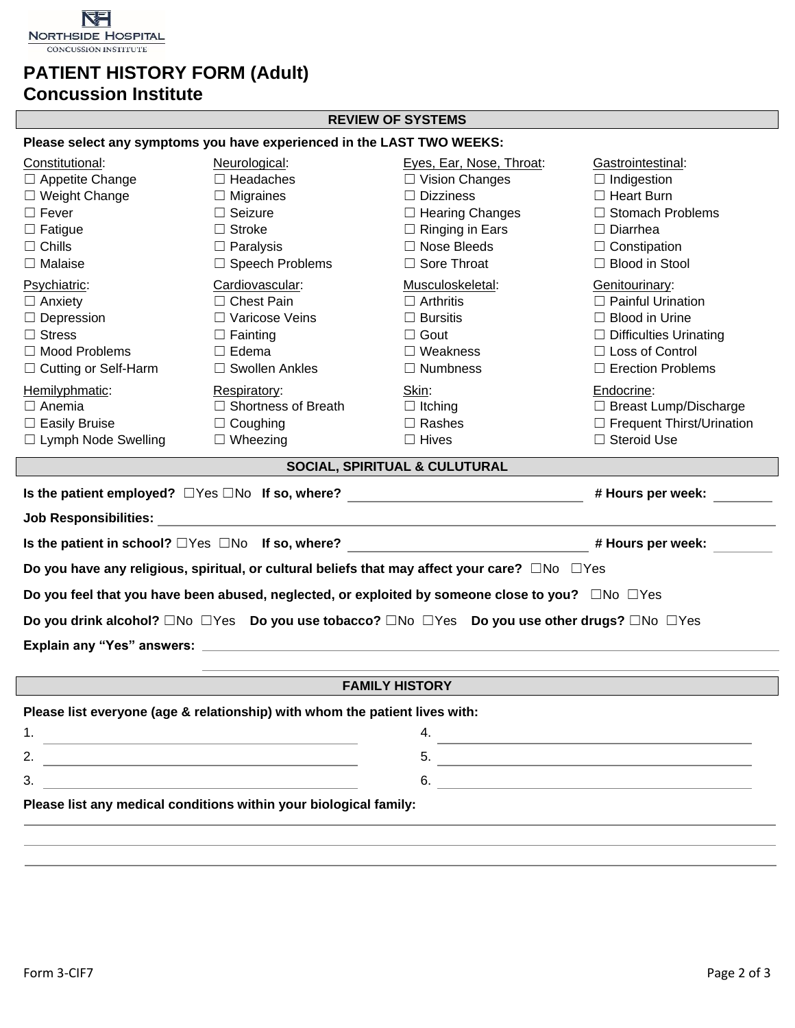NORTHSIDE HOSPITAL
CONCUSSION INSTITUTE

# PATIENT HISTORY FORM (Adult)
# Concussion Institute

## REVIEW OF SYSTEMS

**Please select any symptoms you have experienced in the LAST TWO WEEKS:**

Constitutional:
- ☐ Appetite Change
- ☐ Weight Change
- ☐ Fever
- ☐ Fatigue
- ☐ Chills
- ☐ Malaise

Neurological:
- ☐ Headaches
- ☐ Migraines
- ☐ Seizure
- ☐ Stroke
- ☐ Paralysis
- ☐ Speech Problems

Eyes, Ear, Nose, Throat:
- ☐ Vision Changes
- ☐ Dizziness
- ☐ Hearing Changes
- ☐ Ringing in Ears
- ☐ Nose Bleeds
- ☐ Sore Throat

Gastrointestinal:
- ☐ Indigestion
- ☐ Heart Burn
- ☐ Stomach Problems
- ☐ Diarrhea
- ☐ Constipation
- ☐ Blood in Stool

Psychiatric:
- ☐ Anxiety
- ☐ Depression
- ☐ Stress
- ☐ Mood Problems
- ☐ Cutting or Self-Harm

Cardiovascular:
- ☐ Chest Pain
- ☐ Varicose Veins
- ☐ Fainting
- ☐ Edema
- ☐ Swollen Ankles

Musculoskeletal:
- ☐ Arthritis
- ☐ Bursitis
- ☐ Gout
- ☐ Weakness
- ☐ Numbness

Genitourinary:
- ☐ Painful Urination
- ☐ Blood in Urine
- ☐ Difficulties Urinating
- ☐ Loss of Control
- ☐ Erection Problems

Hemilyphmatic:
- ☐ Anemia
- ☐ Easily Bruise
- ☐ Lymph Node Swelling

Respiratory:
- ☐ Shortness of Breath
- ☐ Coughing
- ☐ Wheezing

Skin:
- ☐ Itching
- ☐ Rashes
- ☐ Hives

Endocrine:
- ☐ Breast Lump/Discharge
- ☐ Frequent Thirst/Urination
- ☐ Steroid Use

## SOCIAL, SPIRITUAL & CULUTURAL

**Is the patient employed?** ☐Yes ☐No **If so, where?** ______________________ **# Hours per week:** ________

**Job Responsibilities:** ______________________________________________

**Is the patient in school?** ☐Yes ☐No **If so, where?** ______________________ **# Hours per week:** ________

**Do you have any religious, spiritual, or cultural beliefs that may affect your care?** ☐No ☐Yes

**Do you feel that you have been abused, neglected, or exploited by someone close to you?** ☐No ☐Yes

**Do you drink alcohol?** ☐No ☐Yes **Do you use tobacco?** ☐No ☐Yes **Do you use other drugs?** ☐No ☐Yes

**Explain any "Yes" answers:** ______________________________________________

______________________________________________

## FAMILY HISTORY

**Please list everyone (age & relationship) with whom the patient lives with:**

1. ______________________
2. ______________________
3. ______________________
4. ______________________
5. ______________________
6. ______________________

**Please list any medical conditions within your biological family:**

______________________________________________

______________________________________________

______________________________________________

Form 3-CIF7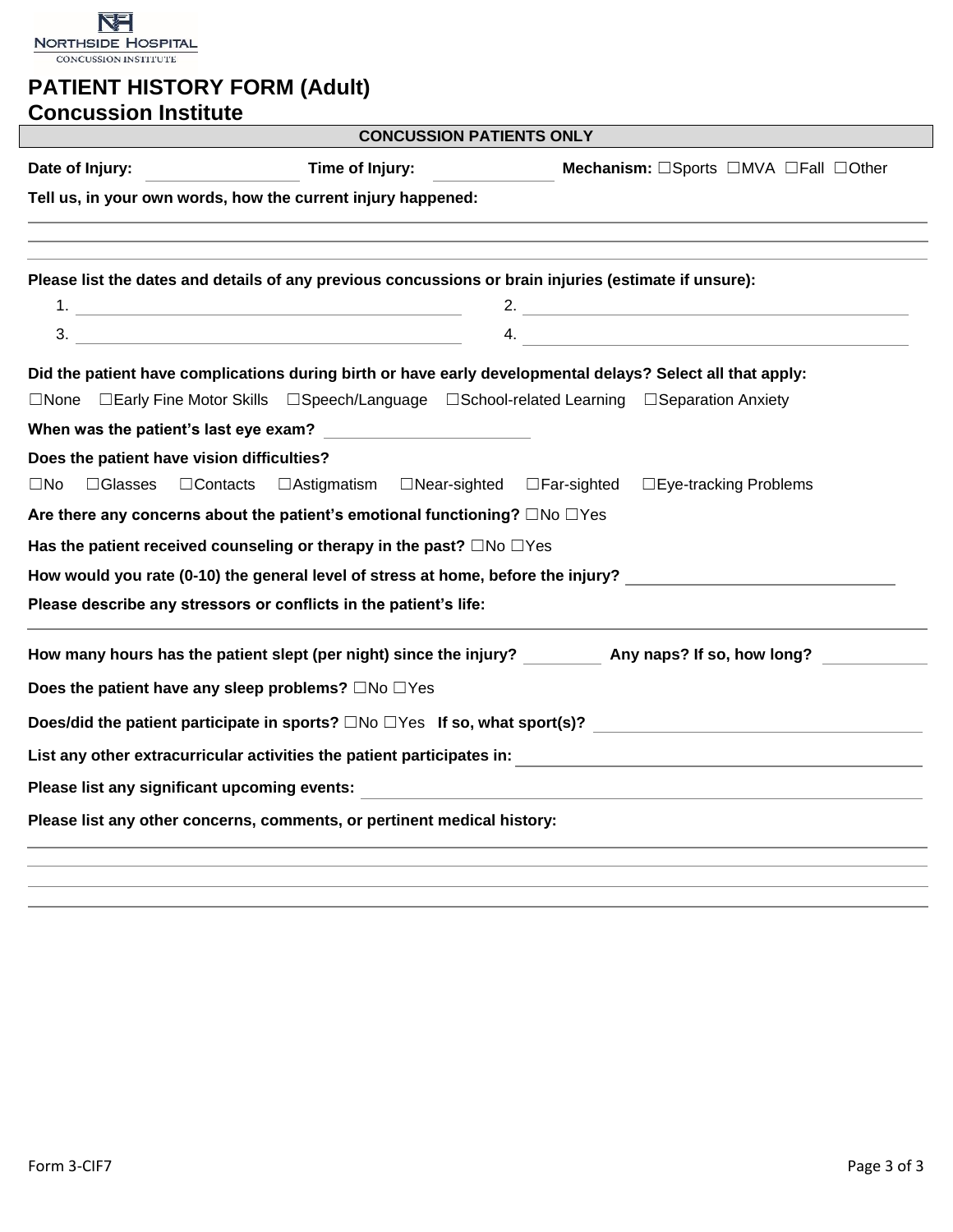NORTHSIDE HOSPITAL
CONCUSSION INSTITUTE

# PATIENT HISTORY FORM (Adult)
## Concussion Institute

**CONCUSSION PATIENTS ONLY**

**Date of Injury:** \_\_\_\_\_\_\_\_\_\_ **Time of Injury:** \_\_\_\_\_\_\_\_\_\_ **Mechanism:** ☐Sports ☐MVA ☐Fall ☐Other

**Tell us, in your own words, how the current injury happened:**

\_\_\_\_\_\_\_\_\_\_\_\_\_\_\_\_\_\_\_\_\_\_\_\_\_\_\_\_\_\_\_\_\_\_\_\_\_\_\_\_\_\_\_\_

\_\_\_\_\_\_\_\_\_\_\_\_\_\_\_\_\_\_\_\_\_\_\_\_\_\_\_\_\_\_\_\_\_\_\_\_\_\_\_\_\_\_\_\_

**Please list the dates and details of any previous concussions or brain injuries (estimate if unsure):**

1. \_\_\_\_\_\_\_\_\_\_\_\_\_\_\_\_\_\_\_\_ 2. \_\_\_\_\_\_\_\_\_\_\_\_\_\_\_\_\_\_\_\_
3. \_\_\_\_\_\_\_\_\_\_\_\_\_\_\_\_\_\_\_\_ 4. \_\_\_\_\_\_\_\_\_\_\_\_\_\_\_\_\_\_\_\_

**Did the patient have complications during birth or have early developmental delays? Select all that apply:**

☐None ☐Early Fine Motor Skills ☐Speech/Language ☐School-related Learning ☐Separation Anxiety

**When was the patient's last eye exam?** \_\_\_\_\_\_\_\_\_\_\_\_\_\_\_\_\_\_\_\_

**Does the patient have vision difficulties?**

☐No ☐Glasses ☐Contacts ☐Astigmatism ☐Near-sighted ☐Far-sighted ☐Eye-tracking Problems

**Are there any concerns about the patient's emotional functioning?** ☐No ☐Yes

**Has the patient received counseling or therapy in the past?** ☐No ☐Yes

**How would you rate (0-10) the general level of stress at home, before the injury?** \_\_\_\_\_\_\_\_\_\_\_\_\_\_\_\_\_\_\_\_

**Please describe any stressors or conflicts in the patient's life:**

\_\_\_\_\_\_\_\_\_\_\_\_\_\_\_\_\_\_\_\_\_\_\_\_\_\_\_\_\_\_\_\_\_\_\_\_\_\_\_\_\_\_\_\_

**How many hours has the patient slept (per night) since the injury?** \_\_\_\_\_\_\_\_ **Any naps? If so, how long?** \_\_\_\_\_\_\_\_

**Does the patient have any sleep problems?** ☐No ☐Yes

**Does/did the patient participate in sports?** ☐No ☐Yes **If so, what sport(s)?** \_\_\_\_\_\_\_\_\_\_\_\_\_\_\_\_\_\_\_\_

**List any other extracurricular activities the patient participates in:** \_\_\_\_\_\_\_\_\_\_\_\_\_\_\_\_\_\_\_\_

**Please list any significant upcoming events:** \_\_\_\_\_\_\_\_\_\_\_\_\_\_\_\_\_\_\_\_

**Please list any other concerns, comments, or pertinent medical history:**

\_\_\_\_\_\_\_\_\_\_\_\_\_\_\_\_\_\_\_\_\_\_\_\_\_\_\_\_\_\_\_\_\_\_\_\_\_\_\_\_\_\_\_\_

\_\_\_\_\_\_\_\_\_\_\_\_\_\_\_\_\_\_\_\_\_\_\_\_\_\_\_\_\_\_\_\_\_\_\_\_\_\_\_\_\_\_\_\_

\_\_\_\_\_\_\_\_\_\_\_\_\_\_\_\_\_\_\_\_\_\_\_\_\_\_\_\_\_\_\_\_\_\_\_\_\_\_\_\_\_\_\_\_

Form 3-CIF7